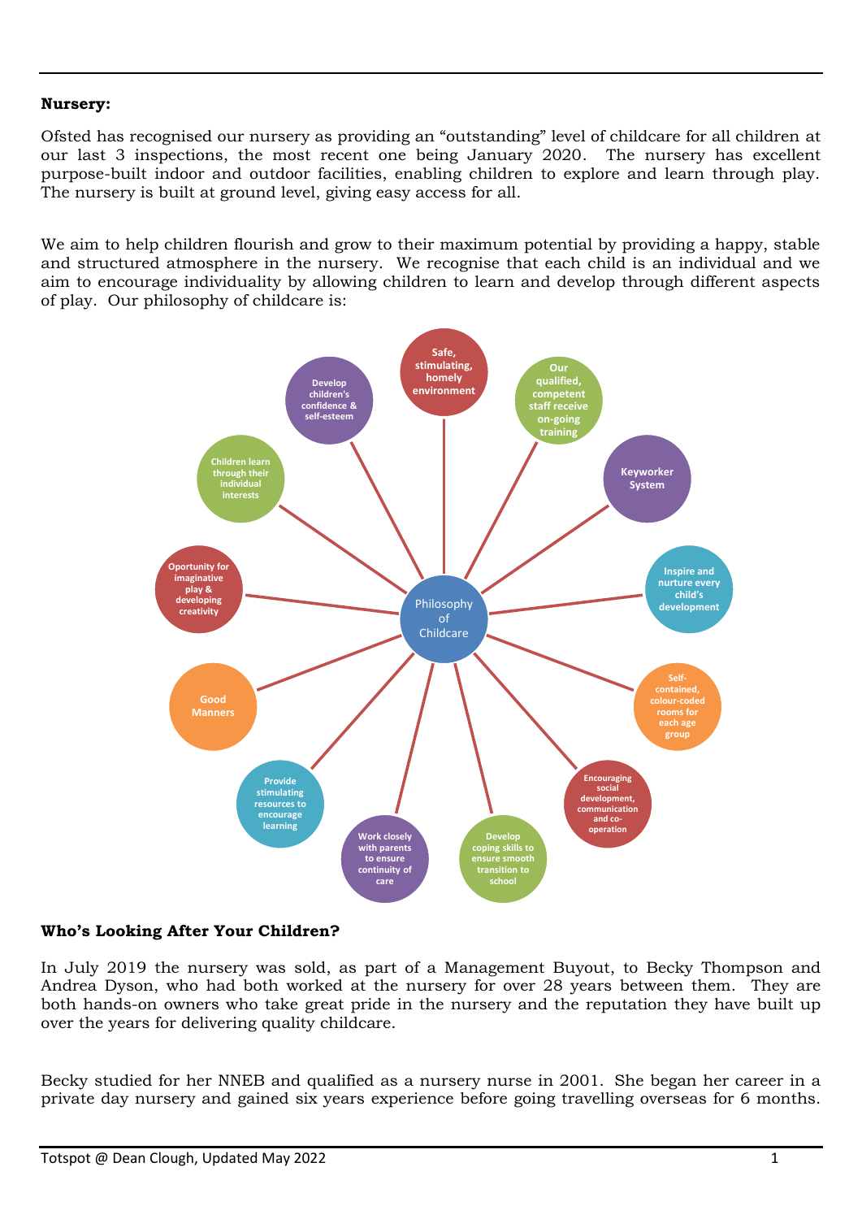**Nursery:**

Ofsted has recognised our nursery as providing an "outstanding" level of childcare for all children at our last 3 inspections, the most recent one being January 2020. The nursery has excellent purpose-built indoor and outdoor facilities, enabling children to explore and learn through play. The nursery is built at ground level, giving easy access for all.

We aim to help children flourish and grow to their maximum potential by providing a happy, stable and structured atmosphere in the nursery. We recognise that each child is an individual and we aim to encourage individuality by allowing children to learn and develop through different aspects of play. Our philosophy of childcare is:

**Philosophy of Childcare**

- Safe, stimulating, homely environment
- Our qualified, competent staff receive on-going training
- Keyworker System
- Inspire and nurture every child's development
- Self-contained, colour-coded rooms for each age group
- Encouraging social development, communication and co-operation
- Develop coping skills to ensure smooth transition to school
- Work closely with parents to ensure continuity of care
- Provide stimulating resources to encourage learning
- Good Manners
- Oportunity for imaginative play & developing creativity
- Children learn through their individual interests
- Develop children's confidence & self-esteem

**Who's Looking After Your Children?**

In July 2019 the nursery was sold, as part of a Management Buyout, to Becky Thompson and Andrea Dyson, who had both worked at the nursery for over 28 years between them. They are both hands-on owners who take great pride in the nursery and the reputation they have built up over the years for delivering quality childcare.

Becky studied for her NNEB and qualified as a nursery nurse in 2001. She began her career in a private day nursery and gained six years experience before going travelling overseas for 6 months.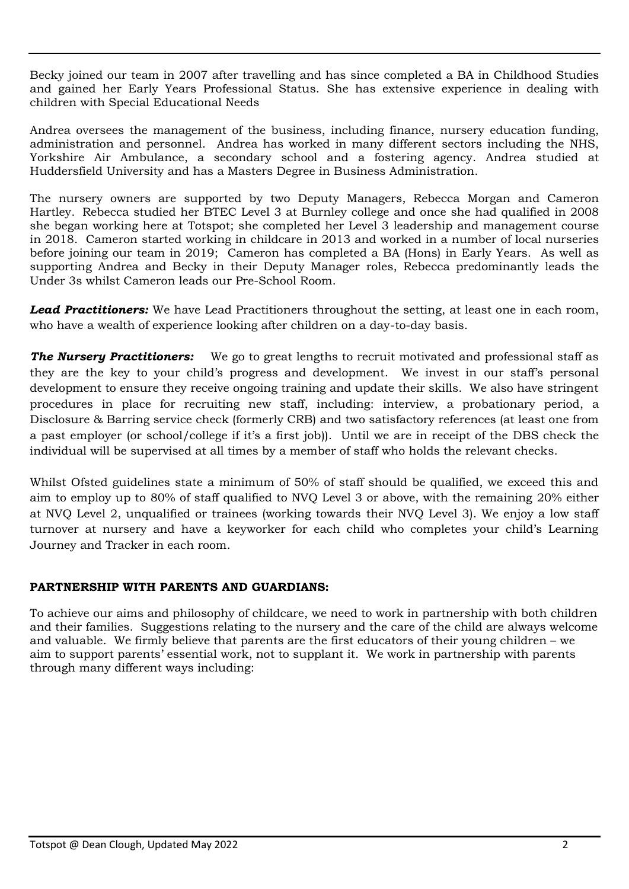Becky joined our team in 2007 after travelling and has since completed a BA in Childhood Studies and gained her Early Years Professional Status. She has extensive experience in dealing with children with Special Educational Needs

Andrea oversees the management of the business, including finance, nursery education funding, administration and personnel. Andrea has worked in many different sectors including the NHS, Yorkshire Air Ambulance, a secondary school and a fostering agency. Andrea studied at Huddersfield University and has a Masters Degree in Business Administration.

The nursery owners are supported by two Deputy Managers, Rebecca Morgan and Cameron Hartley. Rebecca studied her BTEC Level 3 at Burnley college and once she had qualified in 2008 she began working here at Totspot; she completed her Level 3 leadership and management course in 2018. Cameron started working in childcare in 2013 and worked in a number of local nurseries before joining our team in 2019; Cameron has completed a BA (Hons) in Early Years. As well as supporting Andrea and Becky in their Deputy Manager roles, Rebecca predominantly leads the Under 3s whilst Cameron leads our Pre-School Room.

***Lead Practitioners:*** We have Lead Practitioners throughout the setting, at least one in each room, who have a wealth of experience looking after children on a day-to-day basis.

***The Nursery Practitioners:*** We go to great lengths to recruit motivated and professional staff as they are the key to your child's progress and development. We invest in our staff's personal development to ensure they receive ongoing training and update their skills. We also have stringent procedures in place for recruiting new staff, including: interview, a probationary period, a Disclosure & Barring service check (formerly CRB) and two satisfactory references (at least one from a past employer (or school/college if it's a first job)). Until we are in receipt of the DBS check the individual will be supervised at all times by a member of staff who holds the relevant checks.

Whilst Ofsted guidelines state a minimum of 50% of staff should be qualified, we exceed this and aim to employ up to 80% of staff qualified to NVQ Level 3 or above, with the remaining 20% either at NVQ Level 2, unqualified or trainees (working towards their NVQ Level 3). We enjoy a low staff turnover at nursery and have a keyworker for each child who completes your child's Learning Journey and Tracker in each room.

**PARTNERSHIP WITH PARENTS AND GUARDIANS:**

To achieve our aims and philosophy of childcare, we need to work in partnership with both children and their families. Suggestions relating to the nursery and the care of the child are always welcome and valuable. We firmly believe that parents are the first educators of their young children – we aim to support parents' essential work, not to supplant it. We work in partnership with parents through many different ways including: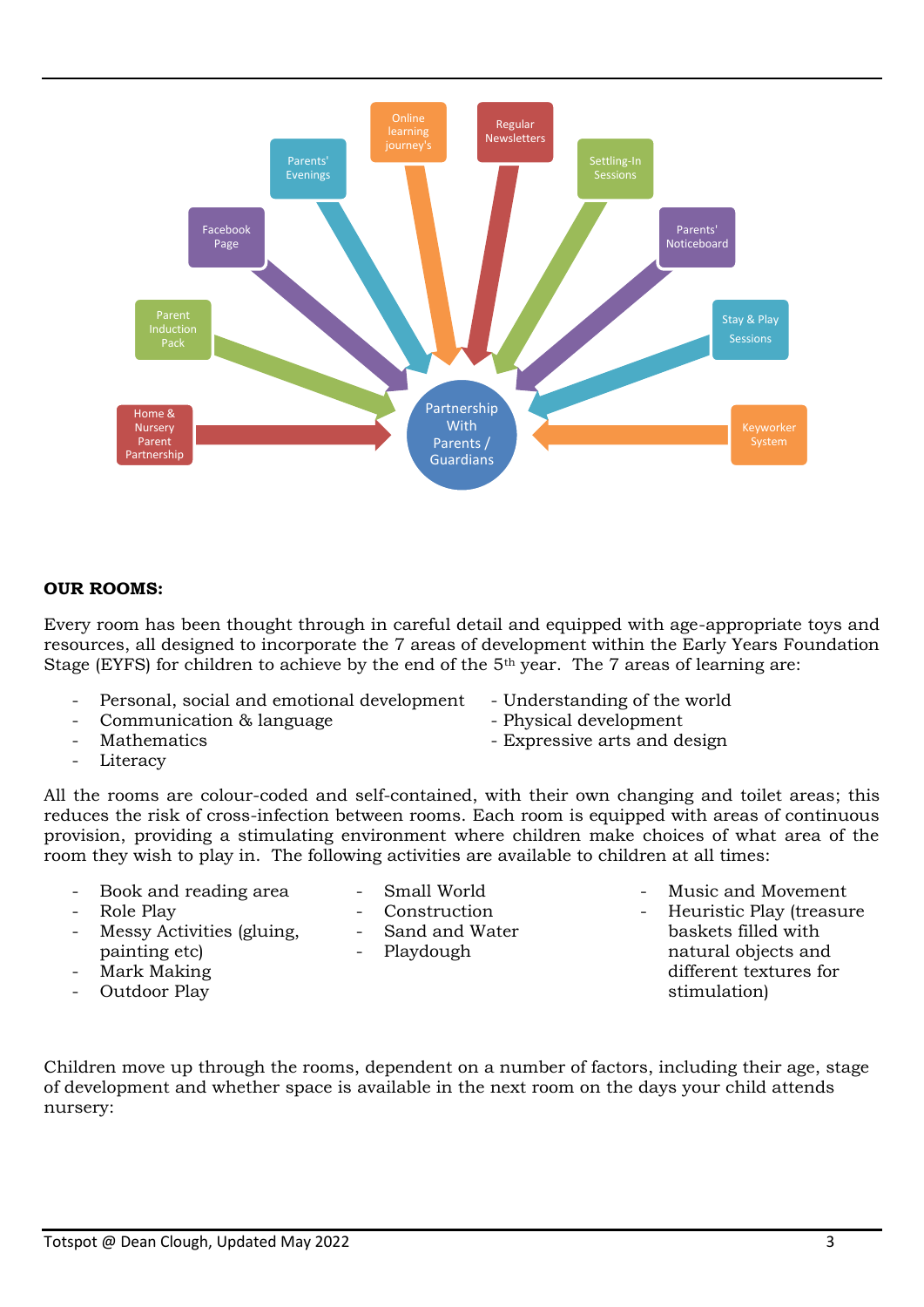Partnership With Parents / Guardians

- Home & Nursery Parent Partnership
- Parent Induction Pack
- Facebook Page
- Parents' Evenings
- Online learning journey's
- Regular Newsletters
- Settling-In Sessions
- Parents' Noticeboard
- Stay & Play Sessions
- Keyworker System

**OUR ROOMS:**

Every room has been thought through in careful detail and equipped with age-appropriate toys and resources, all designed to incorporate the 7 areas of development within the Early Years Foundation Stage (EYFS) for children to achieve by the end of the 5th year. The 7 areas of learning are:

- Personal, social and emotional development
- Communication & language
- Mathematics
- Literacy
- Understanding of the world
- Physical development
- Expressive arts and design

All the rooms are colour-coded and self-contained, with their own changing and toilet areas; this reduces the risk of cross-infection between rooms. Each room is equipped with areas of continuous provision, providing a stimulating environment where children make choices of what area of the room they wish to play in. The following activities are available to children at all times:

- Book and reading area
- Role Play
- Messy Activities (gluing, painting etc)
- Mark Making
- Outdoor Play
- Small World
- Construction
- Sand and Water
- Playdough
- Music and Movement
- Heuristic Play (treasure baskets filled with natural objects and different textures for stimulation)

Children move up through the rooms, dependent on a number of factors, including their age, stage of development and whether space is available in the next room on the days your child attends nursery: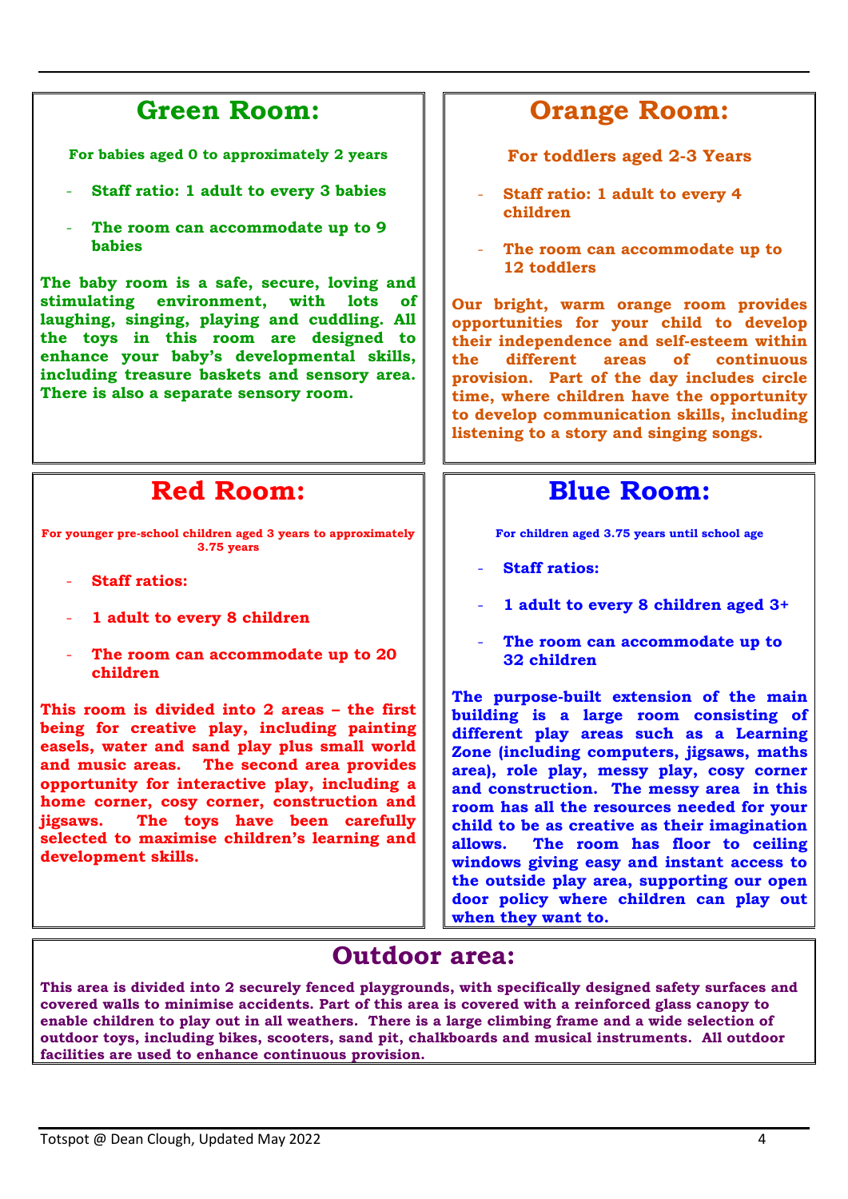## Green Room:

**For babies aged 0 to approximately 2 years**

- **Staff ratio: 1 adult to every 3 babies**
- **The room can accommodate up to 9 babies**

**The baby room is a safe, secure, loving and stimulating environment, with lots of laughing, singing, playing and cuddling. All the toys in this room are designed to enhance your baby's developmental skills, including treasure baskets and sensory area. There is also a separate sensory room.**

## Orange Room:

**For toddlers aged 2-3 Years**

- **Staff ratio: 1 adult to every 4 children**
- **The room can accommodate up to 12 toddlers**

**Our bright, warm orange room provides opportunities for your child to develop their independence and self-esteem within the different areas of continuous provision. Part of the day includes circle time, where children have the opportunity to develop communication skills, including listening to a story and singing songs.**

## Red Room:

**For younger pre-school children aged 3 years to approximately 3.75 years**

- **Staff ratios:**
- **1 adult to every 8 children**
- **The room can accommodate up to 20 children**

**This room is divided into 2 areas – the first being for creative play, including painting easels, water and sand play plus small world and music areas. The second area provides opportunity for interactive play, including a home corner, cosy corner, construction and jigsaws. The toys have been carefully selected to maximise children's learning and development skills.**

## Blue Room:

**For children aged 3.75 years until school age**

- **Staff ratios:**
- **1 adult to every 8 children aged 3+**
- **The room can accommodate up to 32 children**

**The purpose-built extension of the main building is a large room consisting of different play areas such as a Learning Zone (including computers, jigsaws, maths area), role play, messy play, cosy corner and construction. The messy area in this room has all the resources needed for your child to be as creative as their imagination allows. The room has floor to ceiling windows giving easy and instant access to the outside play area, supporting our open door policy where children can play out when they want to.**

## Outdoor area:

**This area is divided into 2 securely fenced playgrounds, with specifically designed safety surfaces and covered walls to minimise accidents. Part of this area is covered with a reinforced glass canopy to enable children to play out in all weathers. There is a large climbing frame and a wide selection of outdoor toys, including bikes, scooters, sand pit, chalkboards and musical instruments. All outdoor facilities are used to enhance continuous provision.**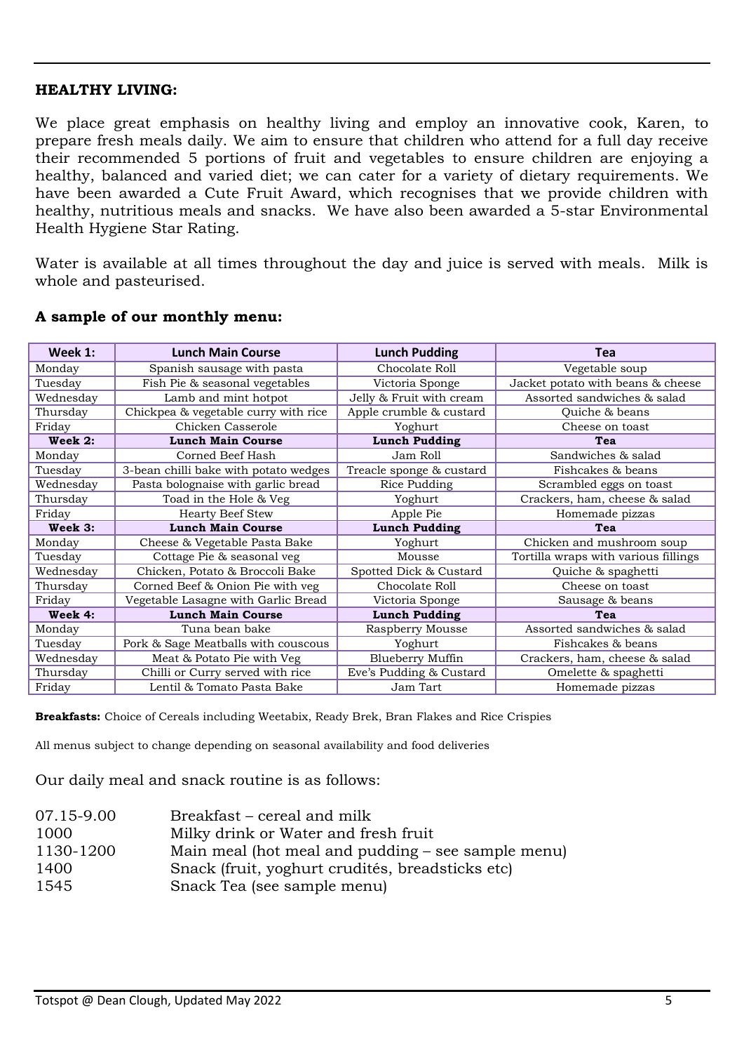**HEALTHY LIVING:**

We place great emphasis on healthy living and employ an innovative cook, Karen, to prepare fresh meals daily. We aim to ensure that children who attend for a full day receive their recommended 5 portions of fruit and vegetables to ensure children are enjoying a healthy, balanced and varied diet; we can cater for a variety of dietary requirements. We have been awarded a Cute Fruit Award, which recognises that we provide children with healthy, nutritious meals and snacks. We have also been awarded a 5-star Environmental Health Hygiene Star Rating.

Water is available at all times throughout the day and juice is served with meals. Milk is whole and pasteurised.

**A sample of our monthly menu:**

| Week 1: | Lunch Main Course | Lunch Pudding | Tea |
|---|---|---|---|
| Monday | Spanish sausage with pasta | Chocolate Roll | Vegetable soup |
| Tuesday | Fish Pie & seasonal vegetables | Victoria Sponge | Jacket potato with beans & cheese |
| Wednesday | Lamb and mint hotpot | Jelly & Fruit with cream | Assorted sandwiches & salad |
| Thursday | Chickpea & vegetable curry with rice | Apple crumble & custard | Quiche & beans |
| Friday | Chicken Casserole | Yoghurt | Cheese on toast |
| **Week 2:** | **Lunch Main Course** | **Lunch Pudding** | **Tea** |
| Monday | Corned Beef Hash | Jam Roll | Sandwiches & salad |
| Tuesday | 3-bean chilli bake with potato wedges | Treacle sponge & custard | Fishcakes & beans |
| Wednesday | Pasta bolognaise with garlic bread | Rice Pudding | Scrambled eggs on toast |
| Thursday | Toad in the Hole & Veg | Yoghurt | Crackers, ham, cheese & salad |
| Friday | Hearty Beef Stew | Apple Pie | Homemade pizzas |
| **Week 3:** | **Lunch Main Course** | **Lunch Pudding** | **Tea** |
| Monday | Cheese & Vegetable Pasta Bake | Yoghurt | Chicken and mushroom soup |
| Tuesday | Cottage Pie & seasonal veg | Mousse | Tortilla wraps with various fillings |
| Wednesday | Chicken, Potato & Broccoli Bake | Spotted Dick & Custard | Quiche & spaghetti |
| Thursday | Corned Beef & Onion Pie with veg | Chocolate Roll | Cheese on toast |
| Friday | Vegetable Lasagne with Garlic Bread | Victoria Sponge | Sausage & beans |
| **Week 4:** | **Lunch Main Course** | **Lunch Pudding** | **Tea** |
| Monday | Tuna bean bake | Raspberry Mousse | Assorted sandwiches & salad |
| Tuesday | Pork & Sage Meatballs with couscous | Yoghurt | Fishcakes & beans |
| Wednesday | Meat & Potato Pie with Veg | Blueberry Muffin | Crackers, ham, cheese & salad |
| Thursday | Chilli or Curry served with rice | Eve's Pudding & Custard | Omelette & spaghetti |
| Friday | Lentil & Tomato Pasta Bake | Jam Tart | Homemade pizzas |

**Breakfasts:** Choice of Cereals including Weetabix, Ready Brek, Bran Flakes and Rice Crispies

All menus subject to change depending on seasonal availability and food deliveries

Our daily meal and snack routine is as follows:

| | |
|---|---|
| 07.15-9.00 | Breakfast – cereal and milk |
| 1000 | Milky drink or Water and fresh fruit |
| 1130-1200 | Main meal (hot meal and pudding – see sample menu) |
| 1400 | Snack (fruit, yoghurt crudités, breadsticks etc) |
| 1545 | Snack Tea (see sample menu) |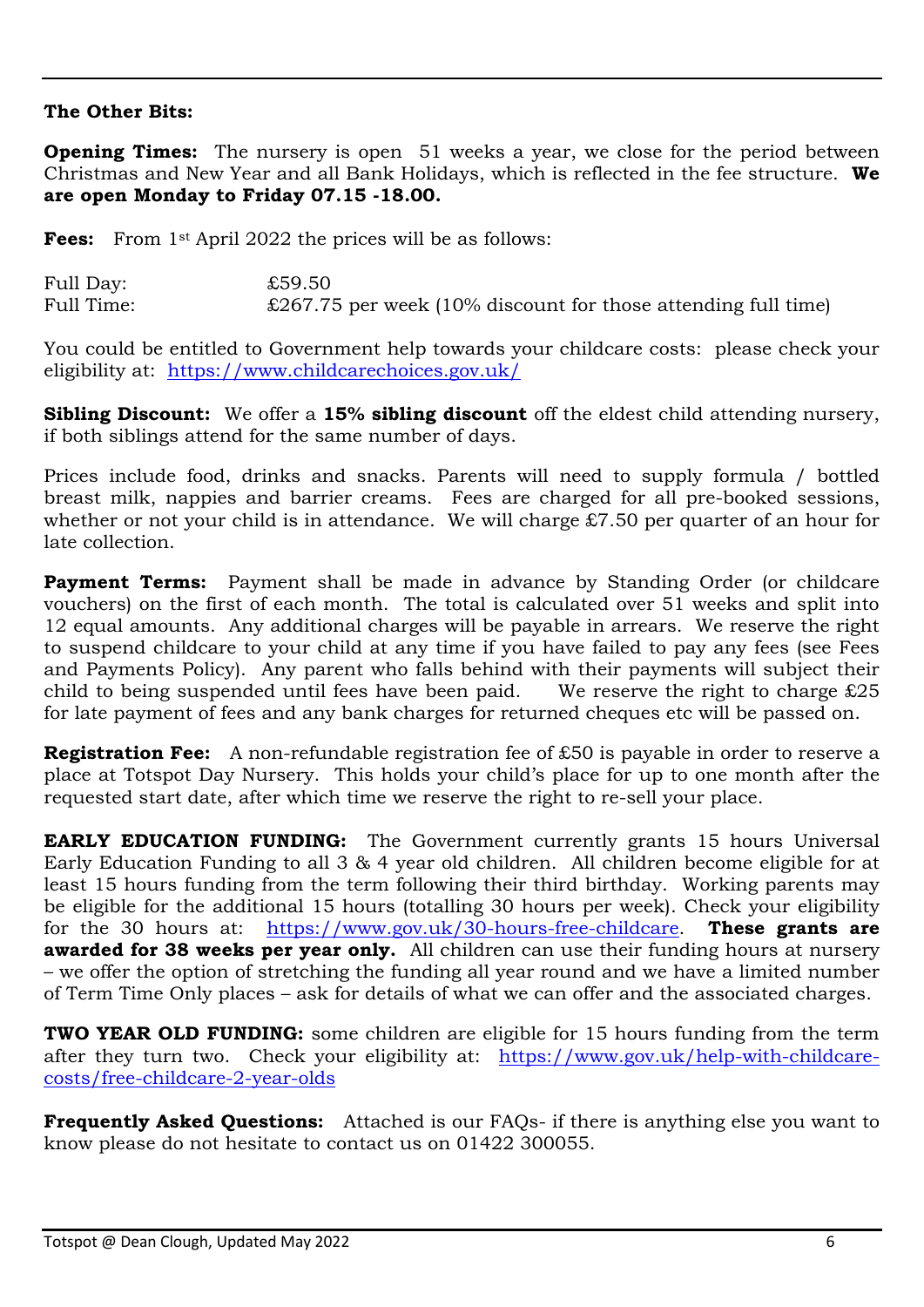**The Other Bits:**

**Opening Times:** The nursery is open 51 weeks a year, we close for the period between Christmas and New Year and all Bank Holidays, which is reflected in the fee structure. **We are open Monday to Friday 07.15 -18.00.**

**Fees:** From 1st April 2022 the prices will be as follows:

| | |
|---|---|
| Full Day: | £59.50 |
| Full Time: | £267.75 per week (10% discount for those attending full time) |

You could be entitled to Government help towards your childcare costs: please check your eligibility at: https://www.childcarechoices.gov.uk/

**Sibling Discount:** We offer a **15% sibling discount** off the eldest child attending nursery, if both siblings attend for the same number of days.

Prices include food, drinks and snacks. Parents will need to supply formula / bottled breast milk, nappies and barrier creams. Fees are charged for all pre-booked sessions, whether or not your child is in attendance. We will charge £7.50 per quarter of an hour for late collection.

**Payment Terms:** Payment shall be made in advance by Standing Order (or childcare vouchers) on the first of each month. The total is calculated over 51 weeks and split into 12 equal amounts. Any additional charges will be payable in arrears. We reserve the right to suspend childcare to your child at any time if you have failed to pay any fees (see Fees and Payments Policy). Any parent who falls behind with their payments will subject their child to being suspended until fees have been paid. We reserve the right to charge £25 for late payment of fees and any bank charges for returned cheques etc will be passed on.

**Registration Fee:** A non-refundable registration fee of £50 is payable in order to reserve a place at Totspot Day Nursery. This holds your child's place for up to one month after the requested start date, after which time we reserve the right to re-sell your place.

**EARLY EDUCATION FUNDING:** The Government currently grants 15 hours Universal Early Education Funding to all 3 & 4 year old children. All children become eligible for at least 15 hours funding from the term following their third birthday. Working parents may be eligible for the additional 15 hours (totalling 30 hours per week). Check your eligibility for the 30 hours at: https://www.gov.uk/30-hours-free-childcare. **These grants are awarded for 38 weeks per year only.** All children can use their funding hours at nursery – we offer the option of stretching the funding all year round and we have a limited number of Term Time Only places – ask for details of what we can offer and the associated charges.

**TWO YEAR OLD FUNDING:** some children are eligible for 15 hours funding from the term after they turn two. Check your eligibility at: https://www.gov.uk/help-with-childcare-costs/free-childcare-2-year-olds

**Frequently Asked Questions:** Attached is our FAQs- if there is anything else you want to know please do not hesitate to contact us on 01422 300055.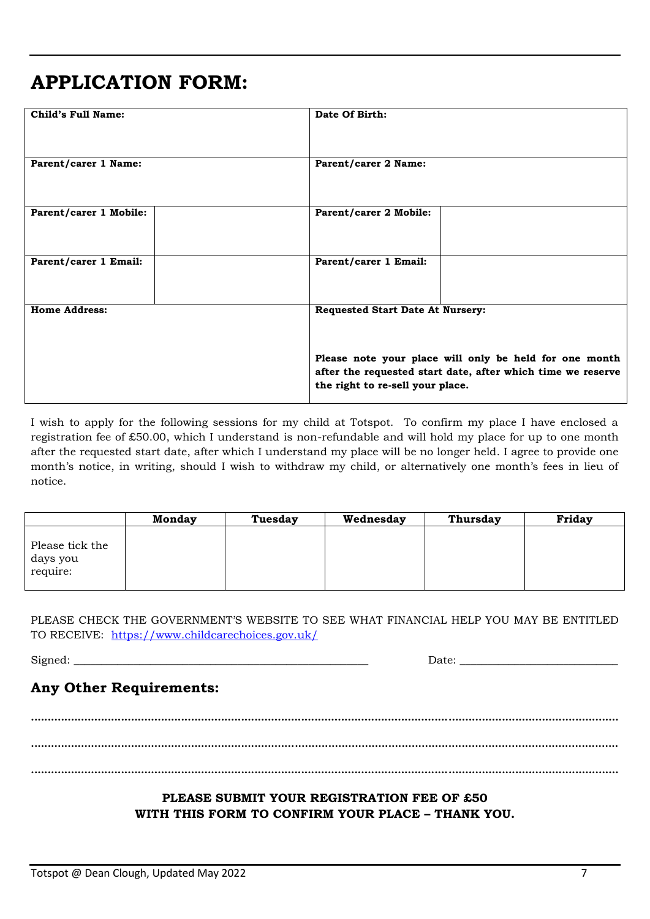# APPLICATION FORM:

| | | | |
|---|---|---|---|
| **Child's Full Name:** | | **Date Of Birth:** | |
| **Parent/carer 1 Name:** | | **Parent/carer 2 Name:** | |
| **Parent/carer 1 Mobile:** | | **Parent/carer 2 Mobile:** | |
| **Parent/carer 1 Email:** | | **Parent/carer 1 Email:** | |
| **Home Address:** | | **Requested Start Date At Nursery:**<br><br>**Please note your place will only be held for one month after the requested start date, after which time we reserve the right to re-sell your place.** | |

I wish to apply for the following sessions for my child at Totspot. To confirm my place I have enclosed a registration fee of £50.00, which I understand is non-refundable and will hold my place for up to one month after the requested start date, after which I understand my place will be no longer held. I agree to provide one month's notice, in writing, should I wish to withdraw my child, or alternatively one month's fees in lieu of notice.

| | Monday | Tuesday | Wednesday | Thursday | Friday |
|---|---|---|---|---|---|
| Please tick the days you require: | | | | | |

PLEASE CHECK THE GOVERNMENT'S WEBSITE TO SEE WHAT FINANCIAL HELP YOU MAY BE ENTITLED TO RECEIVE: https://www.childcarechoices.gov.uk/

Signed: ____________________________________________ Date: ________________________

## Any Other Requirements:

..........................................................................................................................................................................

..........................................................................................................................................................................

..........................................................................................................................................................................

**PLEASE SUBMIT YOUR REGISTRATION FEE OF £50**
**WITH THIS FORM TO CONFIRM YOUR PLACE – THANK YOU.**